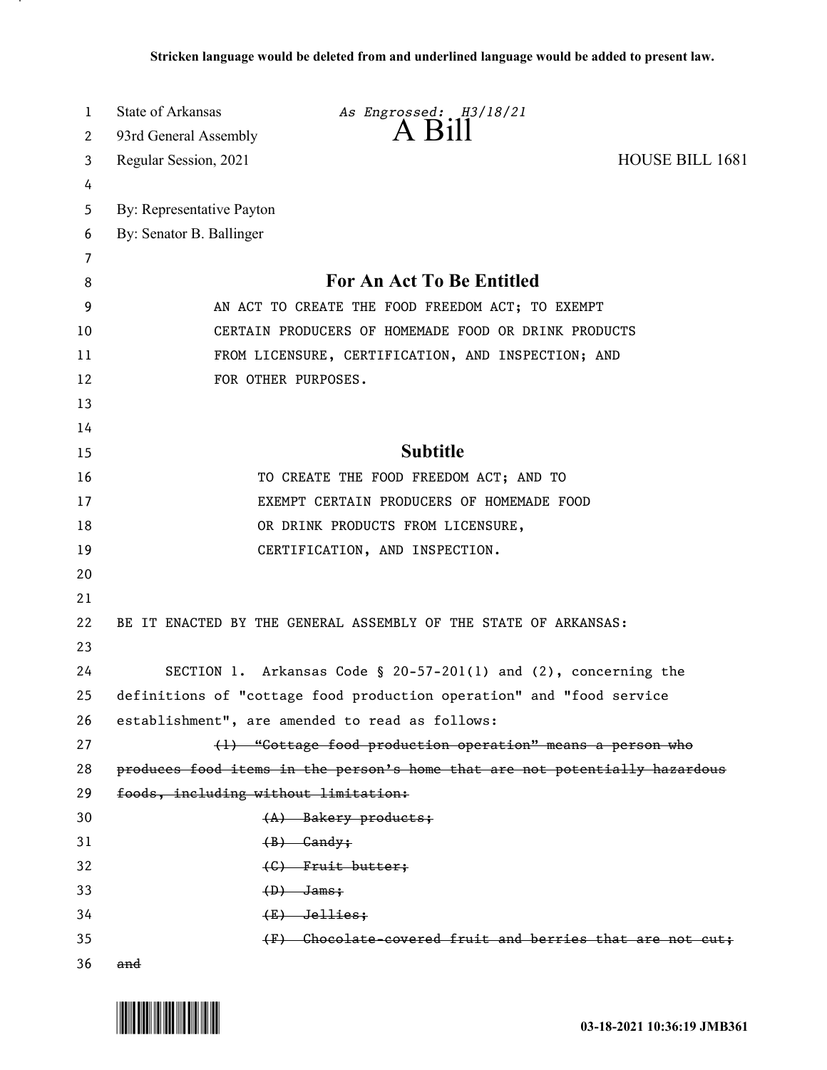**Stricken language would be deleted from and underlined language would be added to present law.**

State of Arkansas *As Engrossed: H3/18/21*
93rd General Assembly
Regular Session, 2021

# A Bill

HOUSE BILL 1681

By: Representative Payton
By: Senator B. Ballinger

## For An Act To Be Entitled

AN ACT TO CREATE THE FOOD FREEDOM ACT; TO EXEMPT CERTAIN PRODUCERS OF HOMEMADE FOOD OR DRINK PRODUCTS FROM LICENSURE, CERTIFICATION, AND INSPECTION; AND FOR OTHER PURPOSES.

## Subtitle

TO CREATE THE FOOD FREEDOM ACT; AND TO EXEMPT CERTAIN PRODUCERS OF HOMEMADE FOOD OR DRINK PRODUCTS FROM LICENSURE, CERTIFICATION, AND INSPECTION.

BE IT ENACTED BY THE GENERAL ASSEMBLY OF THE STATE OF ARKANSAS:

SECTION 1. Arkansas Code § 20-57-201(1) and (2), concerning the definitions of "cottage food production operation" and "food service establishment", are amended to read as follows:

~~(1) "Cottage food production operation" means a person who produces food items in the person's home that are not potentially hazardous foods, including without limitation:~~

~~(A) Bakery products;~~

~~(B) Candy;~~

~~(C) Fruit butter;~~

~~(D) Jams;~~

~~(E) Jellies;~~

~~(F) Chocolate-covered fruit and berries that are not cut; and~~

03-18-2021 10:36:19 JMB361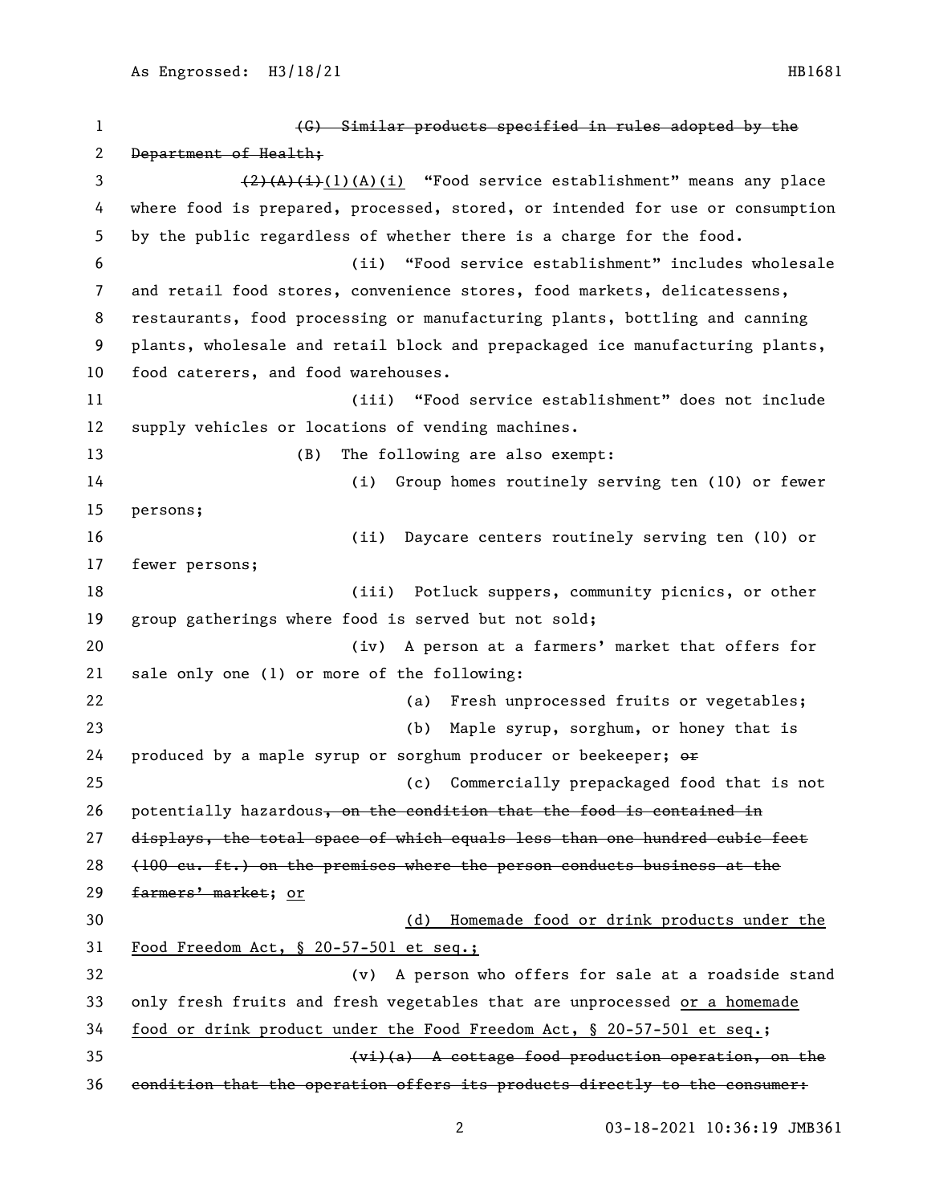~~(G) Similar products specified in rules adopted by the Department of Health;~~

~~(2)(A)(i)~~(1)(A)(i) "Food service establishment" means any place where food is prepared, processed, stored, or intended for use or consumption by the public regardless of whether there is a charge for the food.

(ii) "Food service establishment" includes wholesale and retail food stores, convenience stores, food markets, delicatessens, restaurants, food processing or manufacturing plants, bottling and canning plants, wholesale and retail block and prepackaged ice manufacturing plants, food caterers, and food warehouses.

(iii) "Food service establishment" does not include supply vehicles or locations of vending machines.

(B) The following are also exempt:

(i) Group homes routinely serving ten (10) or fewer persons;

(ii) Daycare centers routinely serving ten (10) or fewer persons;

(iii) Potluck suppers, community picnics, or other group gatherings where food is served but not sold;

(iv) A person at a farmers' market that offers for sale only one (1) or more of the following:

(a) Fresh unprocessed fruits or vegetables;

(b) Maple syrup, sorghum, or honey that is produced by a maple syrup or sorghum producer or beekeeper; ~~or~~

(c) Commercially prepackaged food that is not potentially hazardous~~, on the condition that the food is contained in displays, the total space of which equals less than one hundred cubic feet (100 cu. ft.) on the premises where the person conducts business at the farmers' market~~; <u>or</u>

<u>(d) Homemade food or drink products under the Food Freedom Act, § 20-57-501 et seq.;</u>

(v) A person who offers for sale at a roadside stand only fresh fruits and fresh vegetables that are unprocessed <u>or a homemade food or drink product under the Food Freedom Act, § 20-57-501 et seq.</u>;

~~(vi)(a) A cottage food production operation, on the condition that the operation offers its products directly to the consumer:~~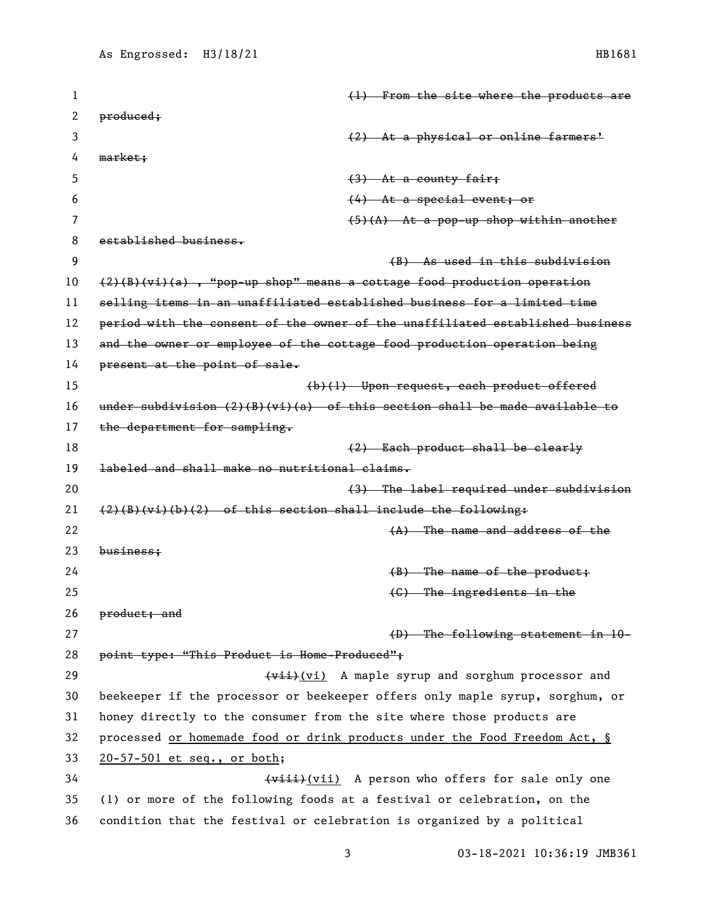~~(1) From the site where the products are produced;~~

~~(2) At a physical or online farmers' market;~~

~~(3) At a county fair;~~

~~(4) At a special event; or~~

~~(5)(A) At a pop-up shop within another established business.~~

~~(B) As used in this subdivision (2)(B)(vi)(a), "pop-up shop" means a cottage food production operation selling items in an unaffiliated established business for a limited time period with the consent of the owner of the unaffiliated established business and the owner or employee of the cottage food production operation being present at the point of sale.~~

~~(b)(1) Upon request, each product offered under subdivision (2)(B)(vi)(a) of this section shall be made available to the department for sampling.~~

~~(2) Each product shall be clearly labeled and shall make no nutritional claims.~~

~~(3) The label required under subdivision (2)(B)(vi)(b)(2) of this section shall include the following:~~

~~(A) The name and address of the business;~~

~~(B) The name of the product;~~

~~(C) The ingredients in the product; and~~

~~(D) The following statement in 10-point type: "This Product is Home-Produced";~~

~~(vii)~~(vi) A maple syrup and sorghum processor and beekeeper if the processor or beekeeper offers only maple syrup, sorghum, or honey directly to the consumer from the site where those products are processed <u>or homemade food or drink products under the Food Freedom Act, § 20-57-501 et seq., or both</u>;

~~(viii)~~(vii) A person who offers for sale only one (1) or more of the following foods at a festival or celebration, on the condition that the festival or celebration is organized by a political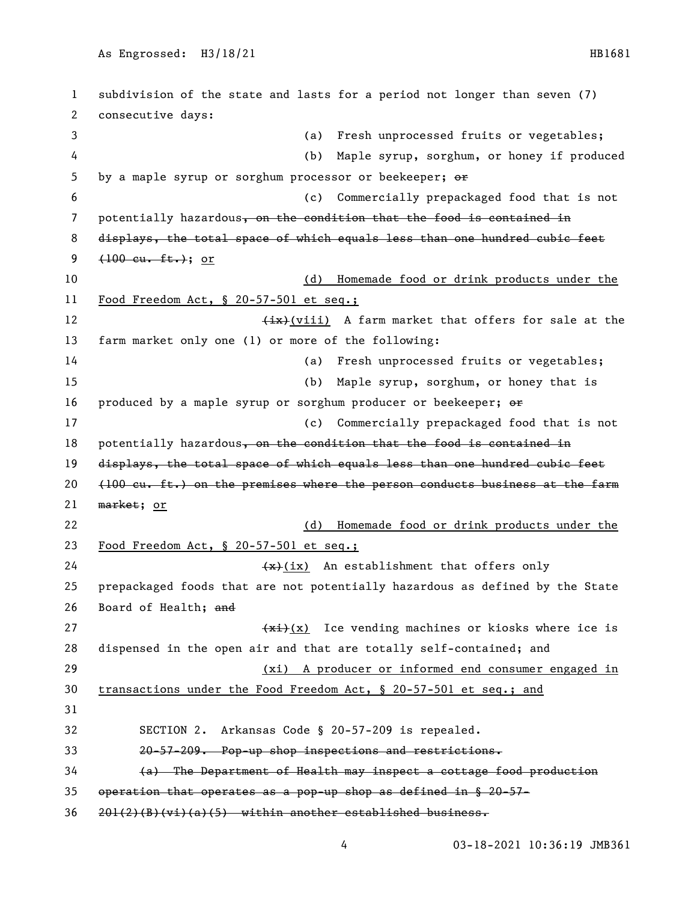subdivision of the state and lasts for a period not longer than seven (7) consecutive days:

(a) Fresh unprocessed fruits or vegetables;

(b) Maple syrup, sorghum, or honey if produced by a maple syrup or sorghum processor or beekeeper; ~~or~~

(c) Commercially prepackaged food that is not potentially hazardous~~, on the condition that the food is contained in displays, the total space of which equals less than one hundred cubic feet (100 cu. ft.)~~; <u>or</u>

<u>(d) Homemade food or drink products under the Food Freedom Act, § 20-57-501 et seq.;</u>

~~(ix)~~<u>(viii)</u> A farm market that offers for sale at the farm market only one (1) or more of the following:

(a) Fresh unprocessed fruits or vegetables;

(b) Maple syrup, sorghum, or honey that is produced by a maple syrup or sorghum producer or beekeeper; ~~or~~

(c) Commercially prepackaged food that is not potentially hazardous~~, on the condition that the food is contained in displays, the total space of which equals less than one hundred cubic feet (100 cu. ft.) on the premises where the person conducts business at the farm market~~; <u>or</u>

<u>(d) Homemade food or drink products under the Food Freedom Act, § 20-57-501 et seq.;</u>

~~(x)~~<u>(ix)</u> An establishment that offers only prepackaged foods that are not potentially hazardous as defined by the State Board of Health; ~~and~~

~~(xi)~~<u>(x)</u> Ice vending machines or kiosks where ice is dispensed in the open air and that are totally self-contained; and

<u>(xi) A producer or informed end consumer engaged in transactions under the Food Freedom Act, § 20-57-501 et seq.; and</u>

SECTION 2. Arkansas Code § 20-57-209 is repealed.

~~20-57-209. Pop-up shop inspections and restrictions.~~

~~(a) The Department of Health may inspect a cottage food production operation that operates as a pop-up shop as defined in § 20-57-201(2)(B)(vi)(a)(5) within another established business.~~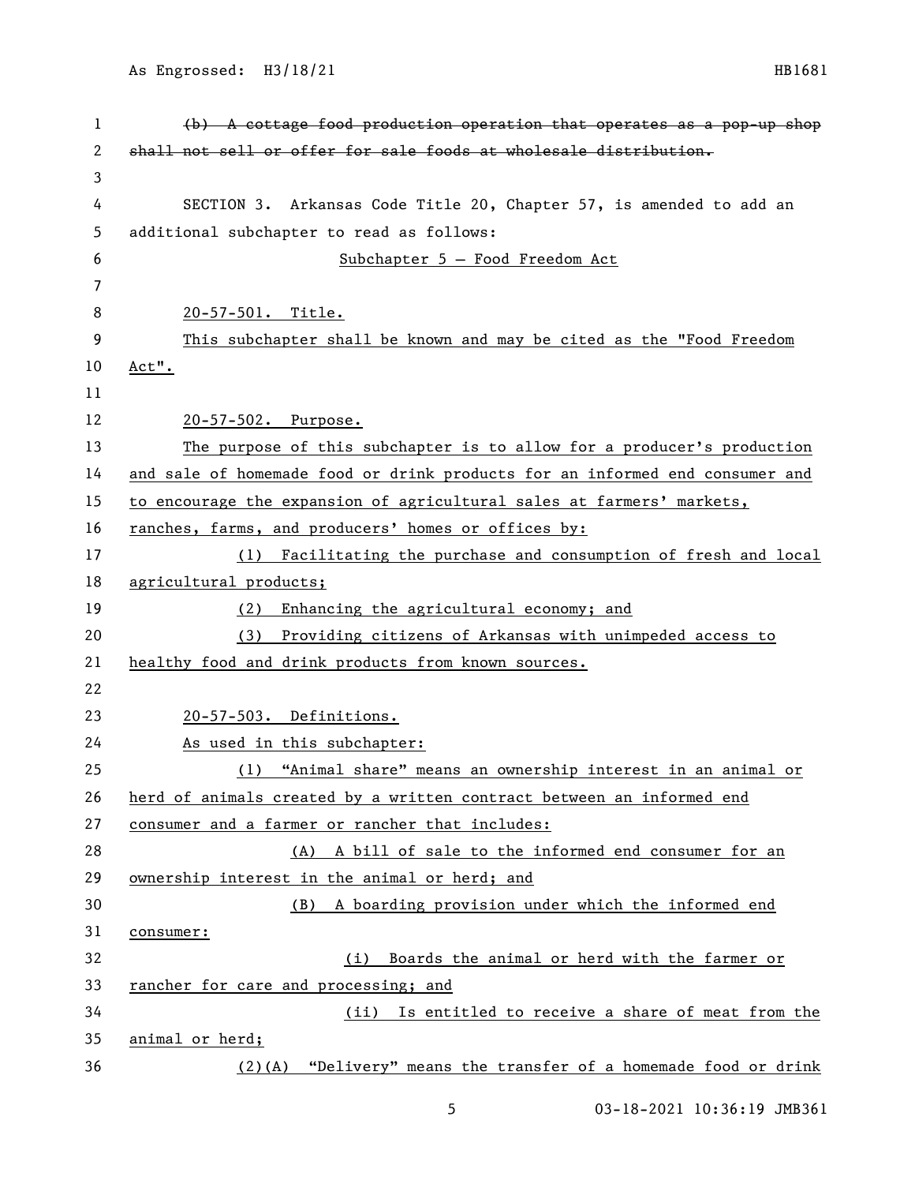~~(b) A cottage food production operation that operates as a pop-up shop shall not sell or offer for sale foods at wholesale distribution.~~

SECTION 3. Arkansas Code Title 20, Chapter 57, is amended to add an additional subchapter to read as follows:

Subchapter 5 — Food Freedom Act

20-57-501. Title.

This subchapter shall be known and may be cited as the "Food Freedom Act".

20-57-502. Purpose.

The purpose of this subchapter is to allow for a producer's production and sale of homemade food or drink products for an informed end consumer and to encourage the expansion of agricultural sales at farmers' markets, ranches, farms, and producers' homes or offices by:

(1) Facilitating the purchase and consumption of fresh and local agricultural products;

(2) Enhancing the agricultural economy; and

(3) Providing citizens of Arkansas with unimpeded access to healthy food and drink products from known sources.

20-57-503. Definitions.

As used in this subchapter:

(1) "Animal share" means an ownership interest in an animal or herd of animals created by a written contract between an informed end consumer and a farmer or rancher that includes:

(A) A bill of sale to the informed end consumer for an ownership interest in the animal or herd; and

(B) A boarding provision under which the informed end consumer:

(i) Boards the animal or herd with the farmer or rancher for care and processing; and

(ii) Is entitled to receive a share of meat from the animal or herd;

(2)(A) "Delivery" means the transfer of a homemade food or drink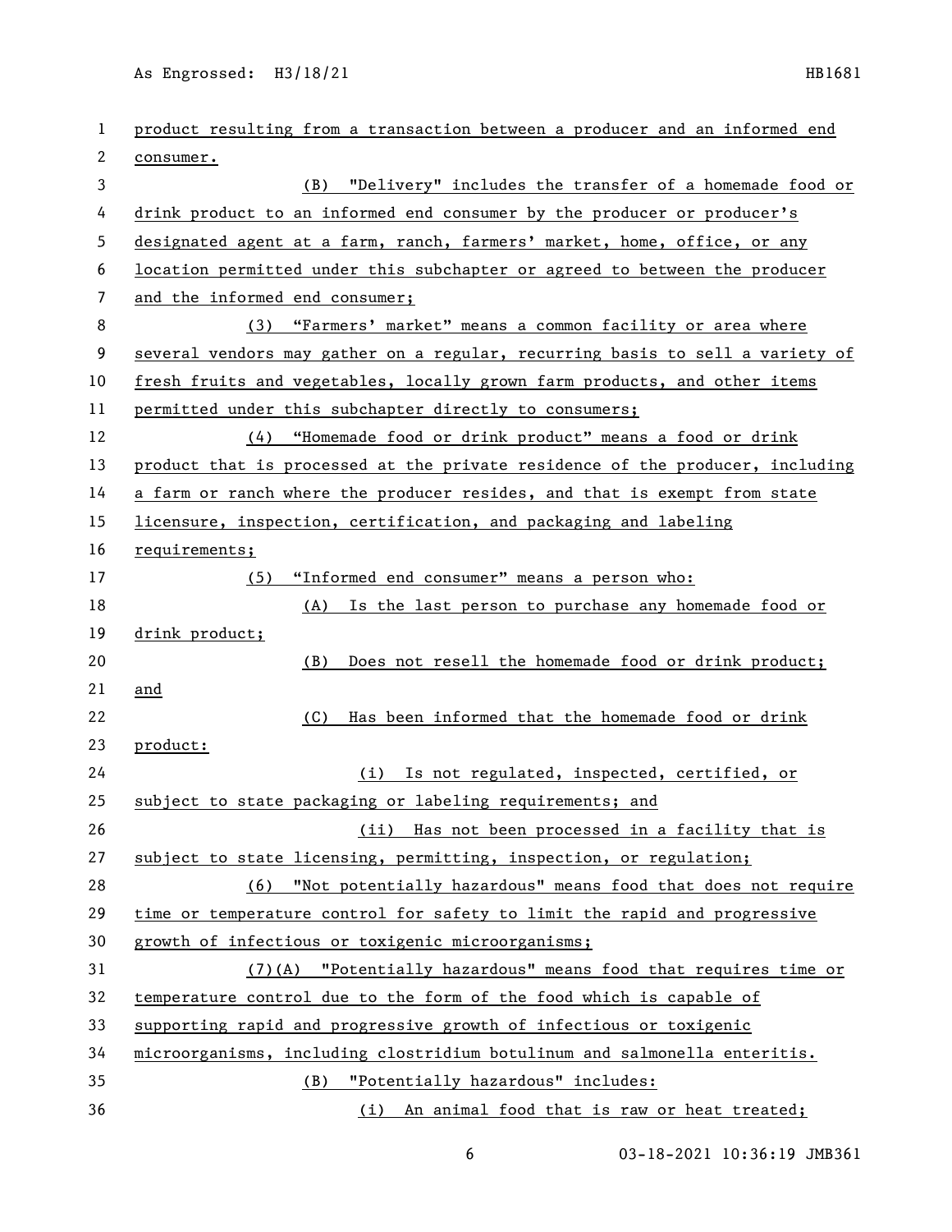product resulting from a transaction between a producer and an informed end consumer.

(B) "Delivery" includes the transfer of a homemade food or drink product to an informed end consumer by the producer or producer's designated agent at a farm, ranch, farmers' market, home, office, or any location permitted under this subchapter or agreed to between the producer and the informed end consumer;

(3) "Farmers' market" means a common facility or area where several vendors may gather on a regular, recurring basis to sell a variety of fresh fruits and vegetables, locally grown farm products, and other items permitted under this subchapter directly to consumers;

(4) "Homemade food or drink product" means a food or drink product that is processed at the private residence of the producer, including a farm or ranch where the producer resides, and that is exempt from state licensure, inspection, certification, and packaging and labeling requirements;

(5) "Informed end consumer" means a person who:

(A) Is the last person to purchase any homemade food or drink product;

(B) Does not resell the homemade food or drink product; and

(C) Has been informed that the homemade food or drink product:

(i) Is not regulated, inspected, certified, or subject to state packaging or labeling requirements; and

(ii) Has not been processed in a facility that is subject to state licensing, permitting, inspection, or regulation;

(6) "Not potentially hazardous" means food that does not require time or temperature control for safety to limit the rapid and progressive growth of infectious or toxigenic microorganisms;

(7)(A) "Potentially hazardous" means food that requires time or temperature control due to the form of the food which is capable of supporting rapid and progressive growth of infectious or toxigenic microorganisms, including clostridium botulinum and salmonella enteritis.

(B) "Potentially hazardous" includes:

(i) An animal food that is raw or heat treated;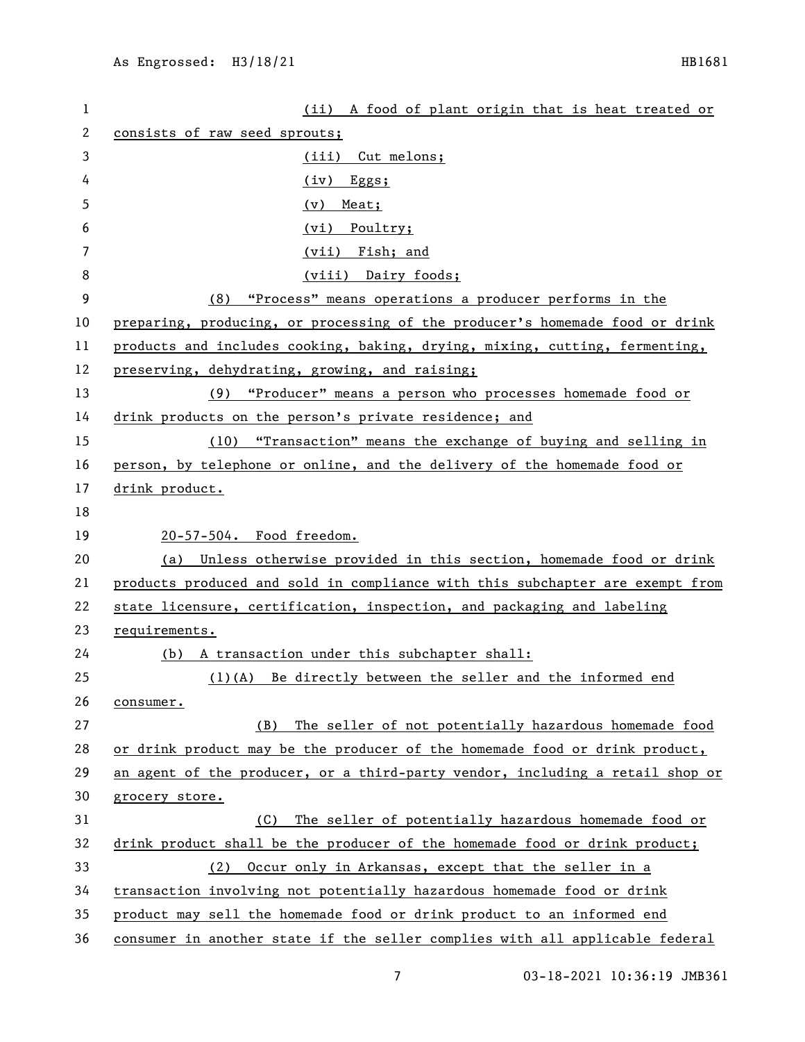(ii) A food of plant origin that is heat treated or consists of raw seed sprouts;

(iii) Cut melons;

(iv) Eggs;

(v) Meat;

(vi) Poultry;

(vii) Fish; and

(viii) Dairy foods;

(8) "Process" means operations a producer performs in the preparing, producing, or processing of the producer's homemade food or drink products and includes cooking, baking, drying, mixing, cutting, fermenting, preserving, dehydrating, growing, and raising;

(9) "Producer" means a person who processes homemade food or drink products on the person's private residence; and

(10) "Transaction" means the exchange of buying and selling in person, by telephone or online, and the delivery of the homemade food or drink product.

20-57-504. Food freedom.

(a) Unless otherwise provided in this section, homemade food or drink products produced and sold in compliance with this subchapter are exempt from state licensure, certification, inspection, and packaging and labeling requirements.

(b) A transaction under this subchapter shall:

(1)(A) Be directly between the seller and the informed end consumer.

(B) The seller of not potentially hazardous homemade food or drink product may be the producer of the homemade food or drink product, an agent of the producer, or a third-party vendor, including a retail shop or grocery store.

(C) The seller of potentially hazardous homemade food or drink product shall be the producer of the homemade food or drink product;

(2) Occur only in Arkansas, except that the seller in a transaction involving not potentially hazardous homemade food or drink product may sell the homemade food or drink product to an informed end consumer in another state if the seller complies with all applicable federal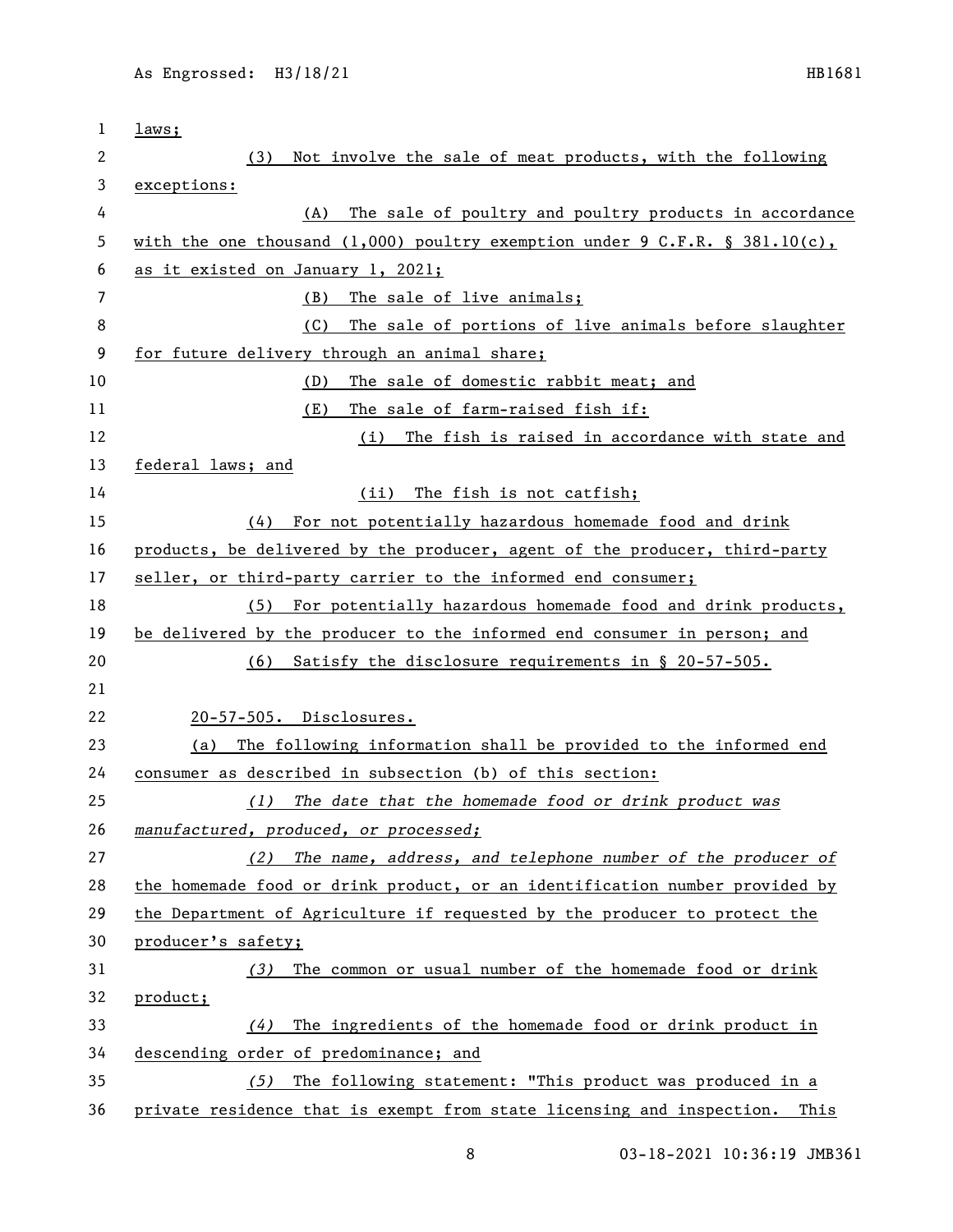laws;

(3) Not involve the sale of meat products, with the following exceptions:

(A) The sale of poultry and poultry products in accordance with the one thousand (1,000) poultry exemption under 9 C.F.R. § 381.10(c), as it existed on January 1, 2021;

(B) The sale of live animals;

(C) The sale of portions of live animals before slaughter for future delivery through an animal share;

(D) The sale of domestic rabbit meat; and

(E) The sale of farm-raised fish if:

(i) The fish is raised in accordance with state and federal laws; and

(ii) The fish is not catfish;

(4) For not potentially hazardous homemade food and drink products, be delivered by the producer, agent of the producer, third-party seller, or third-party carrier to the informed end consumer;

(5) For potentially hazardous homemade food and drink products, be delivered by the producer to the informed end consumer in person; and

(6) Satisfy the disclosure requirements in § 20-57-505.

20-57-505. Disclosures.

(a) The following information shall be provided to the informed end consumer as described in subsection (b) of this section:

*(1)* *The date that the homemade food or drink product was manufactured, produced, or processed;*

*(2)* The name, address, and telephone number of the producer of the homemade food or drink product, or an identification number provided by the Department of Agriculture if requested by the producer to protect the producer's safety;

*(3)* The common or usual number of the homemade food or drink product;

*(4)* The ingredients of the homemade food or drink product in descending order of predominance; and

*(5)* The following statement: "This product was produced in a private residence that is exempt from state licensing and inspection. This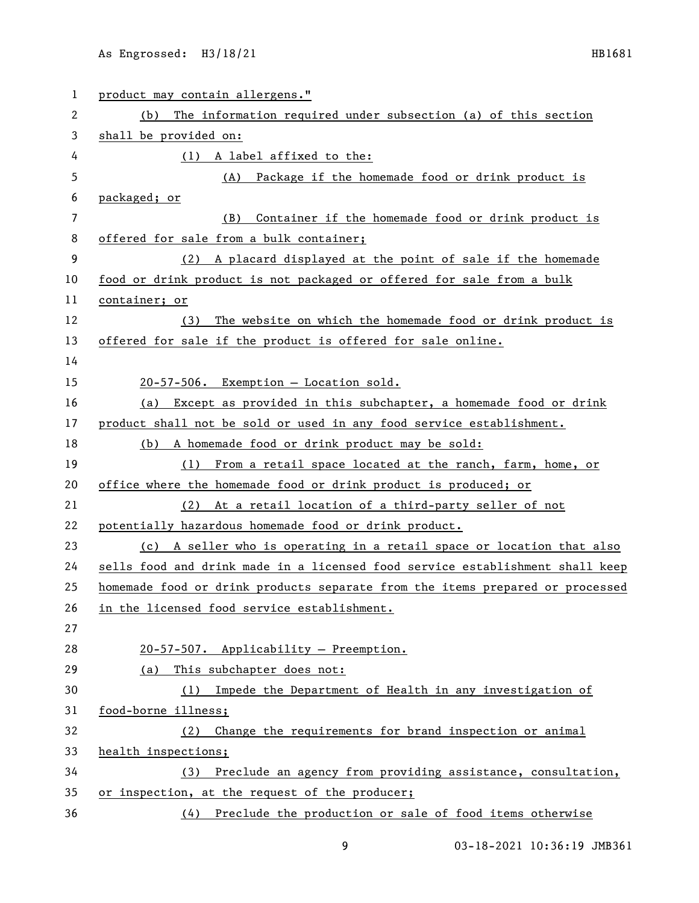product may contain allergens."

(b) The information required under subsection (a) of this section shall be provided on:

(1) A label affixed to the:

(A) Package if the homemade food or drink product is packaged; or

(B) Container if the homemade food or drink product is offered for sale from a bulk container;

(2) A placard displayed at the point of sale if the homemade food or drink product is not packaged or offered for sale from a bulk container; or

(3) The website on which the homemade food or drink product is offered for sale if the product is offered for sale online.

20-57-506. Exemption — Location sold.

(a) Except as provided in this subchapter, a homemade food or drink product shall not be sold or used in any food service establishment.

(b) A homemade food or drink product may be sold:

(1) From a retail space located at the ranch, farm, home, or office where the homemade food or drink product is produced; or

(2) At a retail location of a third-party seller of not potentially hazardous homemade food or drink product.

(c) A seller who is operating in a retail space or location that also sells food and drink made in a licensed food service establishment shall keep homemade food or drink products separate from the items prepared or processed in the licensed food service establishment.

20-57-507. Applicability — Preemption.

(a) This subchapter does not:

(1) Impede the Department of Health in any investigation of food-borne illness;

(2) Change the requirements for brand inspection or animal health inspections;

(3) Preclude an agency from providing assistance, consultation, or inspection, at the request of the producer;

(4) Preclude the production or sale of food items otherwise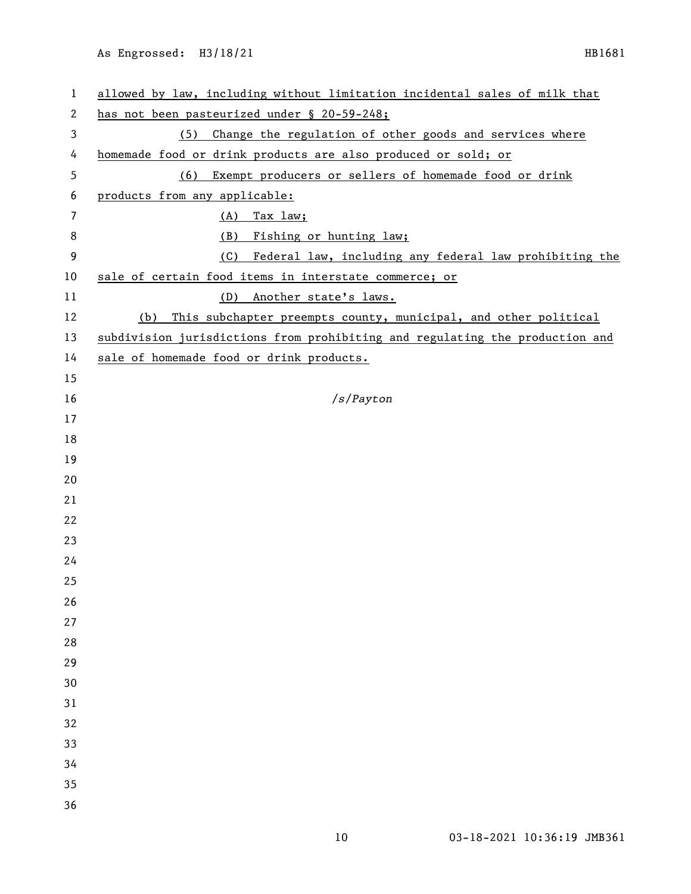allowed by law, including without limitation incidental sales of milk that has not been pasteurized under § 20-59-248;

(5) Change the regulation of other goods and services where homemade food or drink products are also produced or sold; or

(6) Exempt producers or sellers of homemade food or drink products from any applicable:

(A) Tax law;

(B) Fishing or hunting law;

(C) Federal law, including any federal law prohibiting the sale of certain food items in interstate commerce; or

(D) Another state's laws.

(b) This subchapter preempts county, municipal, and other political subdivision jurisdictions from prohibiting and regulating the production and sale of homemade food or drink products.

*/s/Payton*